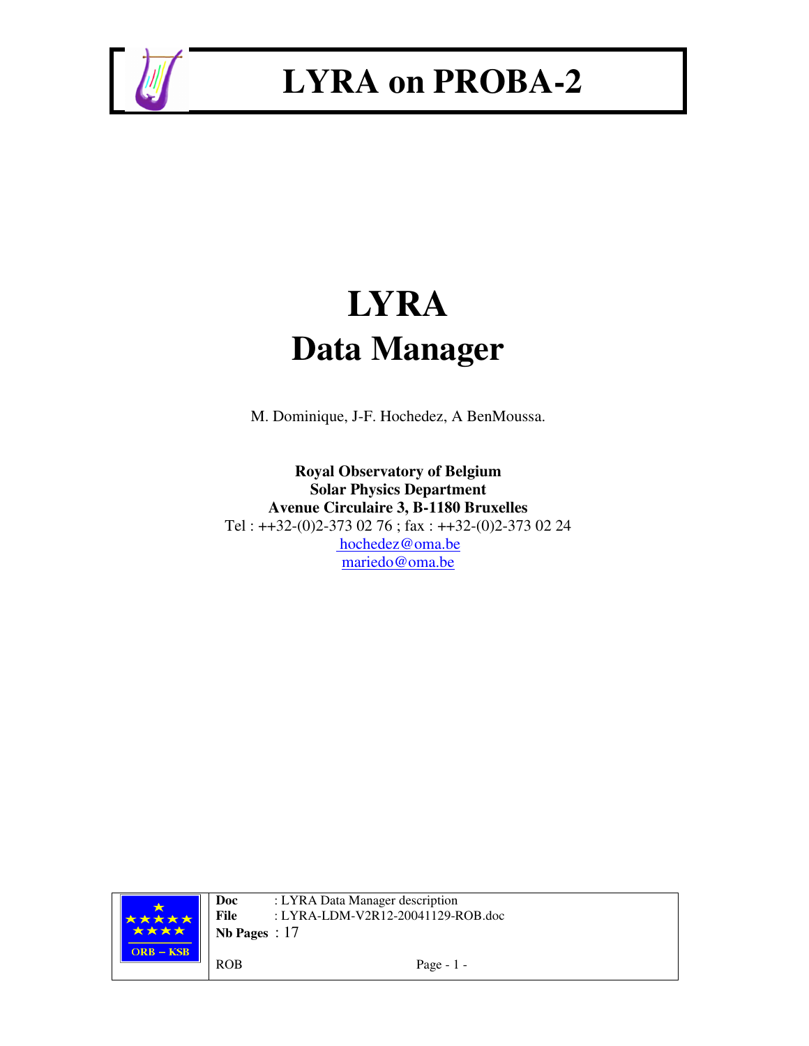# LYRA on PROBA-2

# LYRA
# Data Manager

M. Dominique, J-F. Hochedez, A BenMoussa.

**Royal Observatory of Belgium**
**Solar Physics Department**
**Avenue Circulaire 3, B-1180 Bruxelles**
Tel : ++32-(0)2-373 02 76 ; fax : ++32-(0)2-373 02 24
hochedez@oma.be
mariedo@oma.be

ORB – KSB

**Doc** : LYRA Data Manager description
**File** : LYRA-LDM-V2R12-20041129-ROB.doc
**Nb Pages** : 17

ROB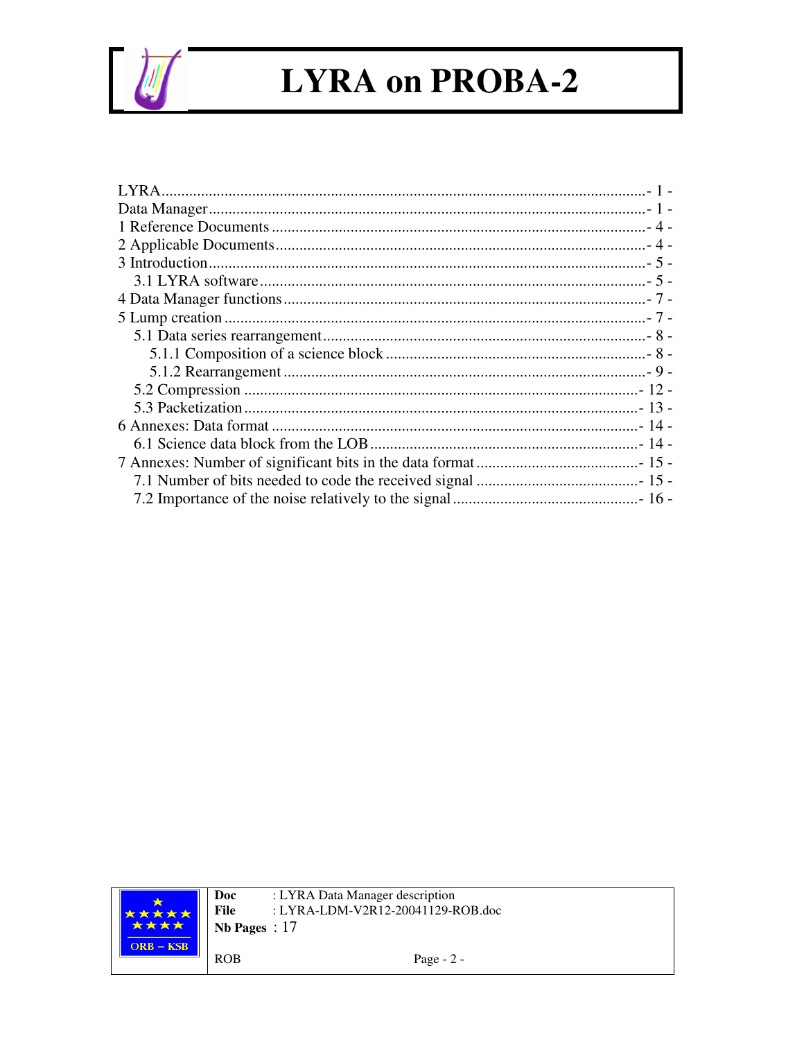LYRA....................................................................................................................- 1 -
Data Manager..........................................................................................................- 1 -
1 Reference Documents ..........................................................................................- 4 -
2 Applicable Documents..........................................................................................- 4 -
3 Introduction..........................................................................................................- 5 -
  3.1 LYRA software ..............................................................................................- 5 -
4 Data Manager functions .......................................................................................- 7 -
5 Lump creation ......................................................................................................- 7 -
  5.1 Data series rearrangement...............................................................................- 8 -
    5.1.1 Composition of a science block .................................................................- 8 -
    5.1.2 Rearrangement ..........................................................................................- 9 -
  5.2 Compression .................................................................................................- 12 -
  5.3 Packetization.................................................................................................- 13 -
6 Annexes: Data format .........................................................................................- 14 -
  6.1 Science data block from the LOB .................................................................- 14 -
7 Annexes: Number of significant bits in the data format.........................................- 15 -
  7.1 Number of bits needed to code the received signal .........................................- 15 -
  7.2 Importance of the noise relatively to the signal ...............................................- 16 -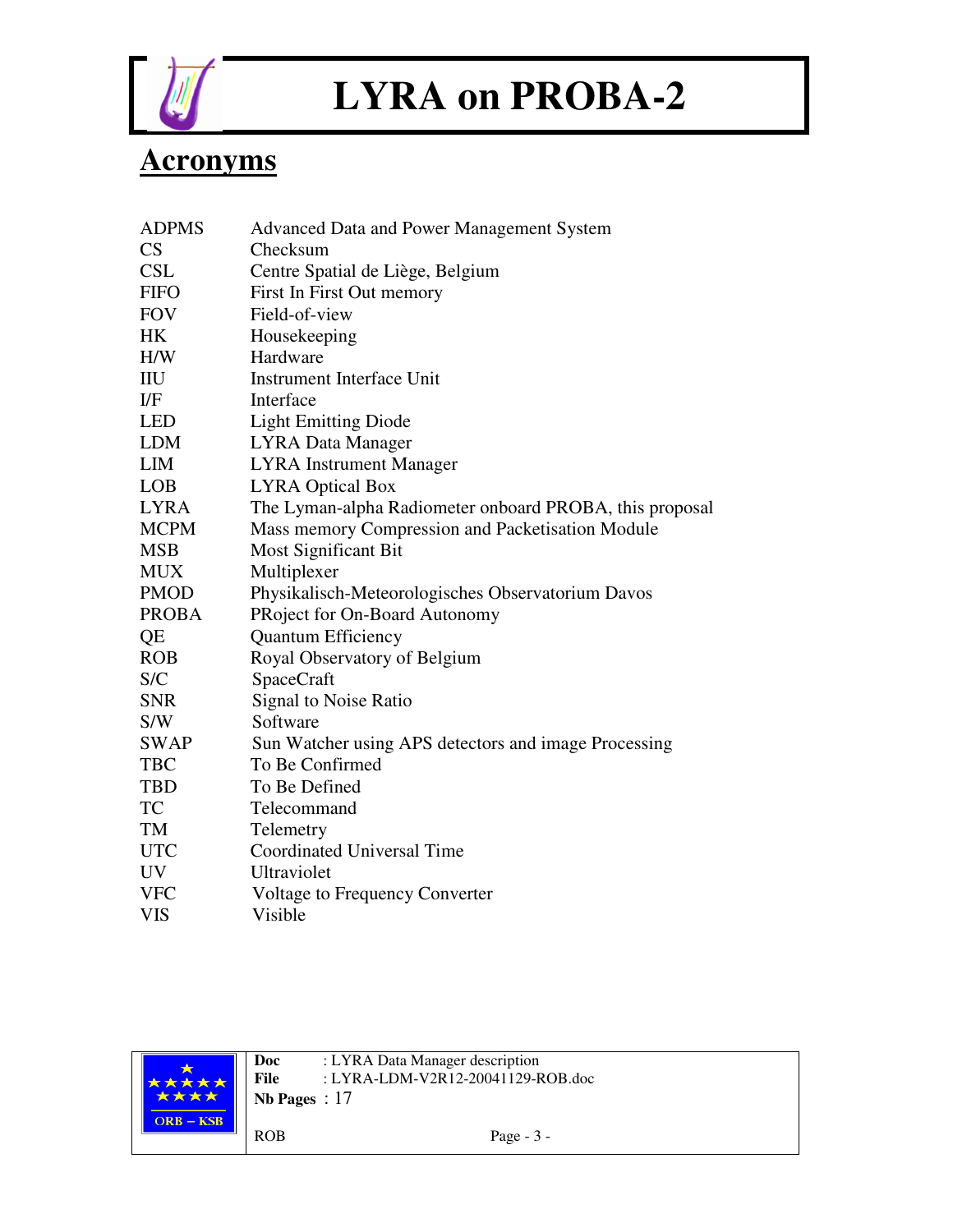## Acronyms

| | |
|---|---|
| ADPMS | Advanced Data and Power Management System |
| CS | Checksum |
| CSL | Centre Spatial de Liège, Belgium |
| FIFO | First In First Out memory |
| FOV | Field-of-view |
| HK | Housekeeping |
| H/W | Hardware |
| IIU | Instrument Interface Unit |
| I/F | Interface |
| LED | Light Emitting Diode |
| LDM | LYRA Data Manager |
| LIM | LYRA Instrument Manager |
| LOB | LYRA Optical Box |
| LYRA | The Lyman-alpha Radiometer onboard PROBA, this proposal |
| MCPM | Mass memory Compression and Packetisation Module |
| MSB | Most Significant Bit |
| MUX | Multiplexer |
| PMOD | Physikalisch-Meteorologisches Observatorium Davos |
| PROBA | PRoject for On-Board Autonomy |
| QE | Quantum Efficiency |
| ROB | Royal Observatory of Belgium |
| S/C | SpaceCraft |
| SNR | Signal to Noise Ratio |
| S/W | Software |
| SWAP | Sun Watcher using APS detectors and image Processing |
| TBC | To Be Confirmed |
| TBD | To Be Defined |
| TC | Telecommand |
| TM | Telemetry |
| UTC | Coordinated Universal Time |
| UV | Ultraviolet |
| VFC | Voltage to Frequency Converter |
| VIS | Visible |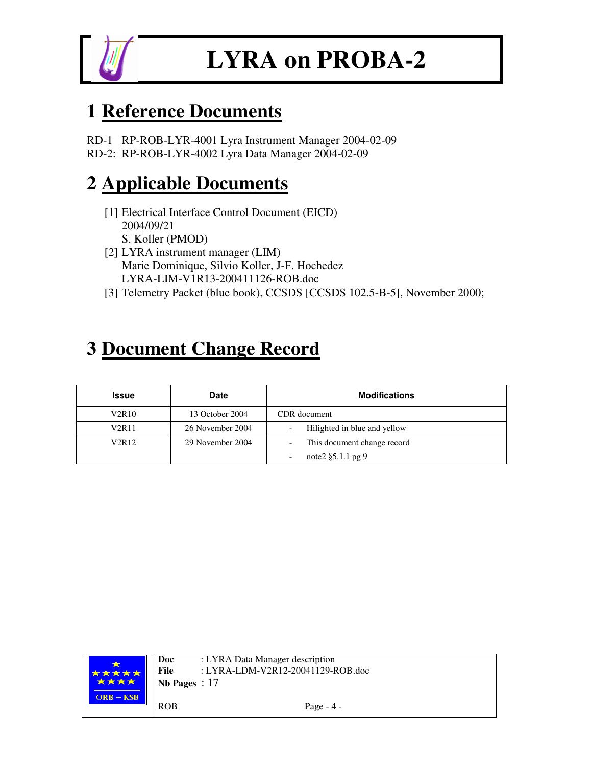# 1 Reference Documents

RD-1 RP-ROB-LYR-4001 Lyra Instrument Manager 2004-02-09
RD-2: RP-ROB-LYR-4002 Lyra Data Manager 2004-02-09

# 2 Applicable Documents

[1] Electrical Interface Control Document (EICD)
2004/09/21
S. Koller (PMOD)
[2] LYRA instrument manager (LIM)
Marie Dominique, Silvio Koller, J-F. Hochedez
LYRA-LIM-V1R13-200411126-ROB.doc
[3] Telemetry Packet (blue book), CCSDS [CCSDS 102.5-B-5], November 2000;

# 3 Document Change Record

| Issue | Date | Modifications |
|---|---|---|
| V2R10 | 13 October 2004 | CDR document |
| V2R11 | 26 November 2004 | - Hilighted in blue and yellow |
| V2R12 | 29 November 2004 | - This document change record<br>- note2 §5.1.1 pg 9 |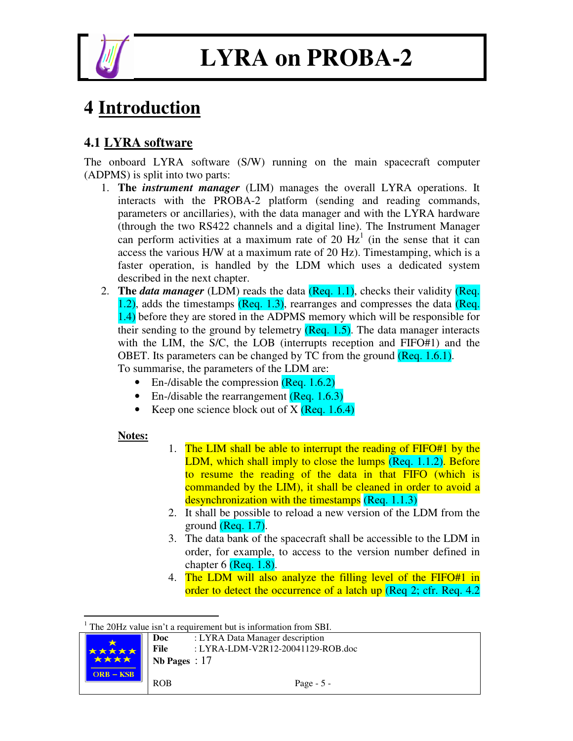# 4 Introduction

## 4.1 LYRA software

The onboard LYRA software (S/W) running on the main spacecraft computer (ADPMS) is split into two parts:

1. **The *instrument manager*** (LIM) manages the overall LYRA operations. It interacts with the PROBA-2 platform (sending and reading commands, parameters or ancillaries), with the data manager and with the LYRA hardware (through the two RS422 channels and a digital line). The Instrument Manager can perform activities at a maximum rate of 20 Hz[1] (in the sense that it can access the various H/W at a maximum rate of 20 Hz). Timestamping, which is a faster operation, is handled by the LDM which uses a dedicated system described in the next chapter.
2. **The *data manager*** (LDM) reads the data (Req. 1.1), checks their validity (Req. 1.2), adds the timestamps (Req. 1.3), rearranges and compresses the data (Req. 1.4) before they are stored in the ADPMS memory which will be responsible for their sending to the ground by telemetry (Req. 1.5). The data manager interacts with the LIM, the S/C, the LOB (interrupts reception and FIFO#1) and the OBET. Its parameters can be changed by TC from the ground (Req. 1.6.1).
   To summarise, the parameters of the LDM are:
   - En-/disable the compression (Req. 1.6.2)
   - En-/disable the rearrangement (Req. 1.6.3)
   - Keep one science block out of X (Req. 1.6.4)

   **Notes:**

   1. The LIM shall be able to interrupt the reading of FIFO#1 by the LDM, which shall imply to close the lumps (Req. 1.1.2). Before to resume the reading of the data in that FIFO (which is commanded by the LIM), it shall be cleaned in order to avoid a desynchronization with the timestamps (Req. 1.1.3)
   2. It shall be possible to reload a new version of the LDM from the ground (Req. 1.7).
   3. The data bank of the spacecraft shall be accessible to the LDM in order, for example, to access to the version number defined in chapter 6 (Req. 1.8).
   4. The LDM will also analyze the filling level of the FIFO#1 in order to detect the occurrence of a latch up (Req 2; cfr. Req. 4.2

[1] The 20Hz value isn't a requirement but is information from SBI.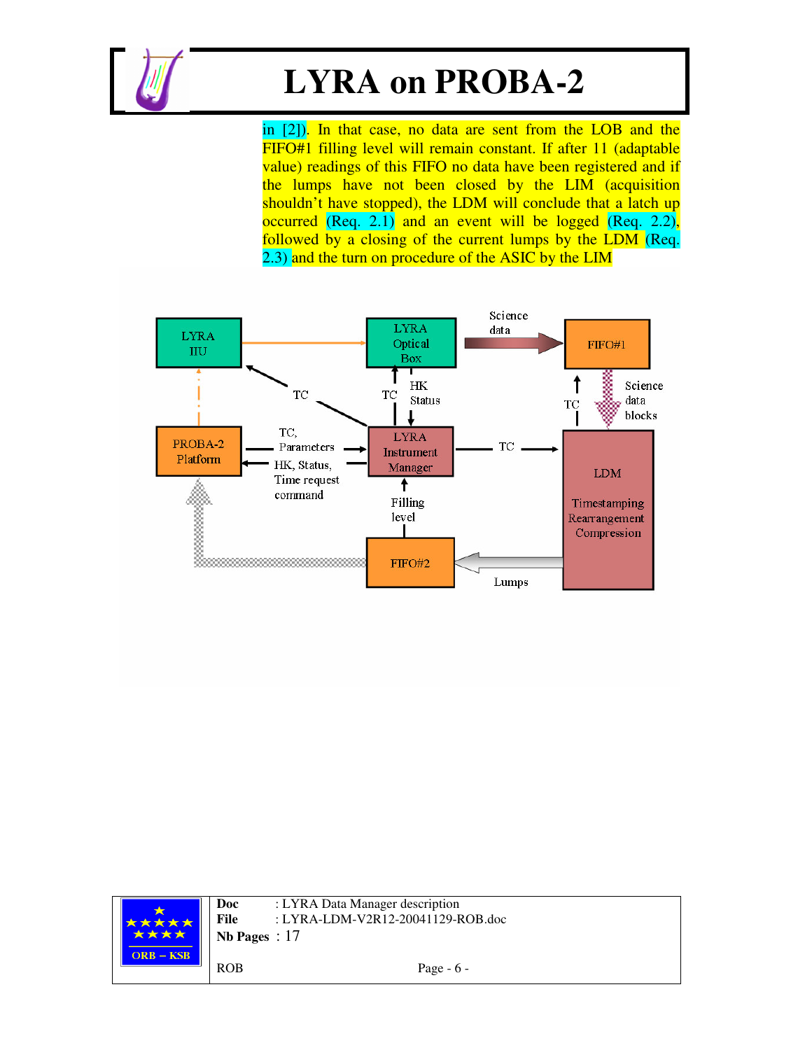in [2]). In that case, no data are sent from the LOB and the FIFO#1 filling level will remain constant. If after 11 (adaptable value) readings of this FIFO no data have been registered and if the lumps have not been closed by the LIM (acquisition shouldn't have stopped), the LDM will conclude that a latch up occurred (Req. 2.1) and an event will be logged (Req. 2.2), followed by a closing of the current lumps by the LDM (Req. 2.3) and the turn on procedure of the ASIC by the LIM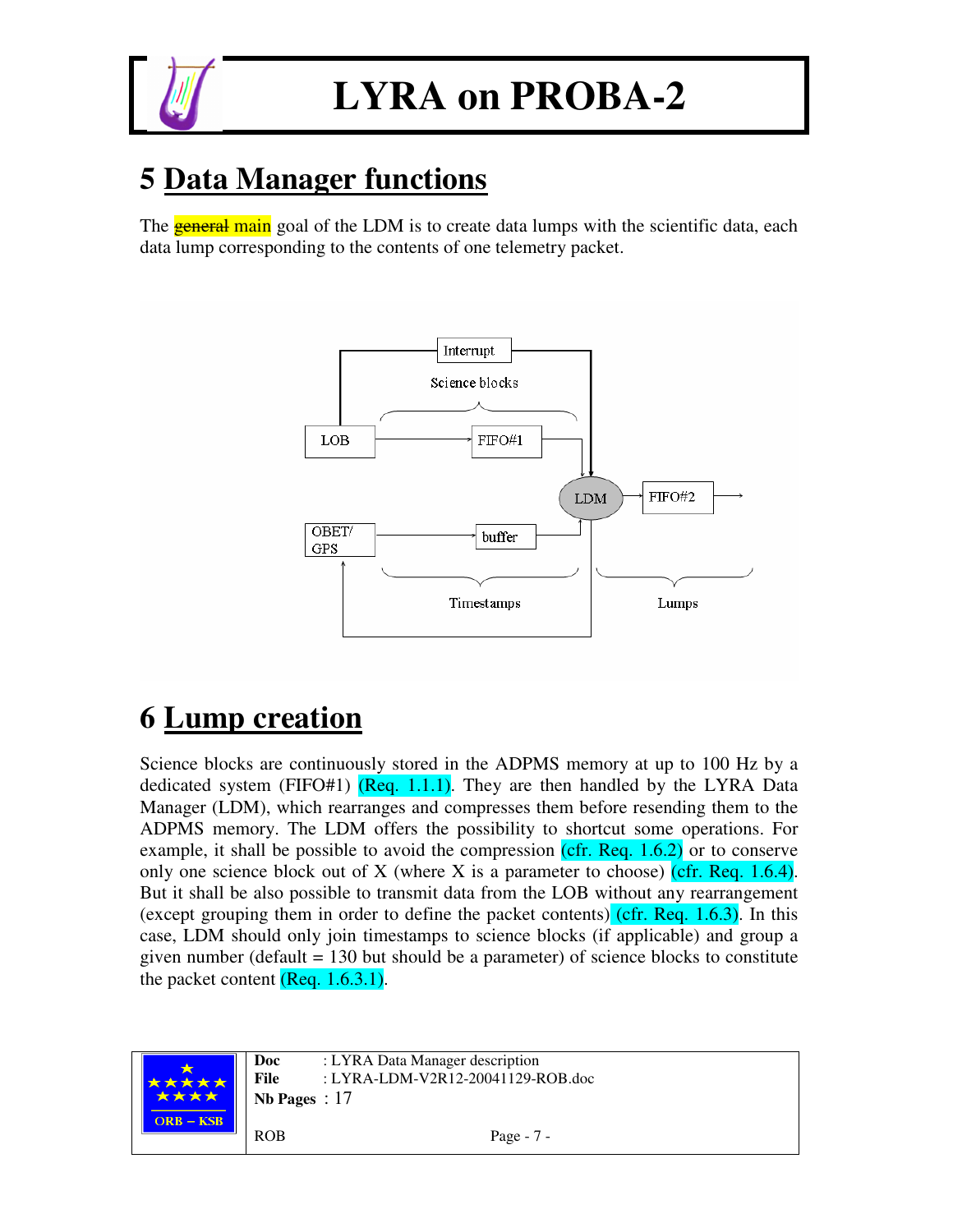# 5 Data Manager functions

The ~~general~~ main goal of the LDM is to create data lumps with the scientific data, each data lump corresponding to the contents of one telemetry packet.

# 6 Lump creation

Science blocks are continuously stored in the ADPMS memory at up to 100 Hz by a dedicated system (FIFO#1) (Req. 1.1.1). They are then handled by the LYRA Data Manager (LDM), which rearranges and compresses them before resending them to the ADPMS memory. The LDM offers the possibility to shortcut some operations. For example, it shall be possible to avoid the compression (cfr. Req. 1.6.2) or to conserve only one science block out of X (where X is a parameter to choose) (cfr. Req. 1.6.4). But it shall be also possible to transmit data from the LOB without any rearrangement (except grouping them in order to define the packet contents) (cfr. Req. 1.6.3). In this case, LDM should only join timestamps to science blocks (if applicable) and group a given number (default = 130 but should be a parameter) of science blocks to constitute the packet content (Req. 1.6.3.1).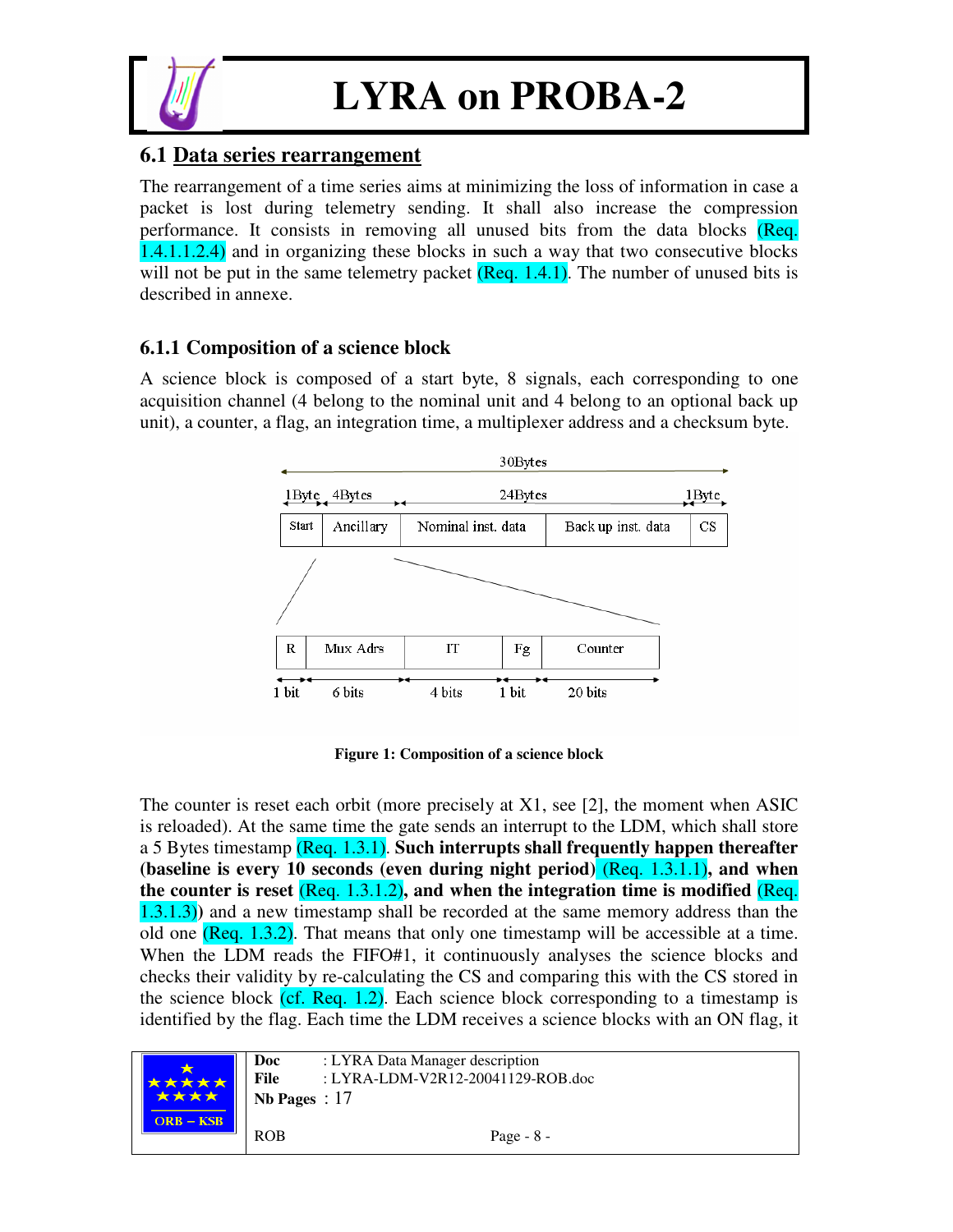## 6.1 Data series rearrangement

The rearrangement of a time series aims at minimizing the loss of information in case a packet is lost during telemetry sending. It shall also increase the compression performance. It consists in removing all unused bits from the data blocks (Req. 1.4.1.1.2.4) and in organizing these blocks in such a way that two consecutive blocks will not be put in the same telemetry packet (Req. 1.4.1). The number of unused bits is described in annexe.

### 6.1.1 Composition of a science block

A science block is composed of a start byte, 8 signals, each corresponding to one acquisition channel (4 belong to the nominal unit and 4 belong to an optional back up unit), a counter, a flag, an integration time, a multiplexer address and a checksum byte.

30Bytes

| Start | Ancillary | Nominal inst. data | Back up inst. data | CS |
|---|---|---|---|---|
| 1Byte | 4Bytes | 24Bytes | | 1Byte |

| R | Mux Adrs | IT | Fg | Counter |
|---|---|---|---|---|
| 1 bit | 6 bits | 4 bits | 1 bit | 20 bits |

**Figure 1: Composition of a science block**

The counter is reset each orbit (more precisely at X1, see [2], the moment when ASIC is reloaded). At the same time the gate sends an interrupt to the LDM, which shall store a 5 Bytes timestamp (Req. 1.3.1). **Such interrupts shall frequently happen thereafter (baseline is every 10 seconds (even during night period)** (Req. 1.3.1.1)**, and when the counter is reset** (Req. 1.3.1.2)**, and when the integration time is modified** (Req. 1.3.1.3)) and a new timestamp shall be recorded at the same memory address than the old one (Req. 1.3.2). That means that only one timestamp will be accessible at a time. When the LDM reads the FIFO#1, it continuously analyses the science blocks and checks their validity by re-calculating the CS and comparing this with the CS stored in the science block (cf. Req. 1.2). Each science block corresponding to a timestamp is identified by the flag. Each time the LDM receives a science blocks with an ON flag, it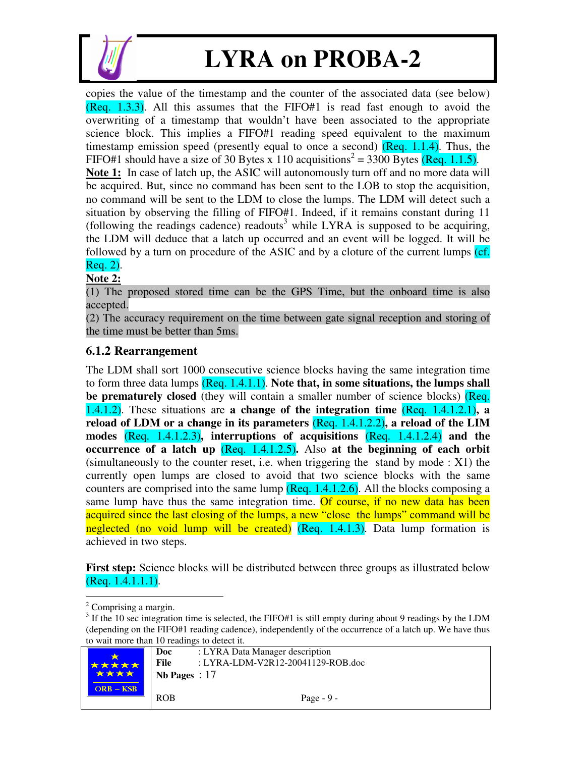copies the value of the timestamp and the counter of the associated data (see below) (Req. 1.3.3). All this assumes that the FIFO#1 is read fast enough to avoid the overwriting of a timestamp that wouldn't have been associated to the appropriate science block. This implies a FIFO#1 reading speed equivalent to the maximum timestamp emission speed (presently equal to once a second) (Req. 1.1.4). Thus, the FIFO#1 should have a size of 30 Bytes x 110 acquisitions[2] = 3300 Bytes (Req. 1.1.5).

**Note 1:** In case of latch up, the ASIC will autonomously turn off and no more data will be acquired. But, since no command has been sent to the LOB to stop the acquisition, no command will be sent to the LDM to close the lumps. The LDM will detect such a situation by observing the filling of FIFO#1. Indeed, if it remains constant during 11 (following the readings cadence) readouts[3] while LYRA is supposed to be acquiring, the LDM will deduce that a latch up occurred and an event will be logged. It will be followed by a turn on procedure of the ASIC and by a cloture of the current lumps (cf. Req. 2).

**Note 2:**

(1) The proposed stored time can be the GPS Time, but the onboard time is also accepted.

(2) The accuracy requirement on the time between gate signal reception and storing of the time must be better than 5ms.

### 6.1.2 Rearrangement

The LDM shall sort 1000 consecutive science blocks having the same integration time to form three data lumps (Req. 1.4.1.1). **Note that, in some situations, the lumps shall be prematurely closed** (they will contain a smaller number of science blocks) (Req. 1.4.1.2). These situations are **a change of the integration time** (Req. 1.4.1.2.1)**, a reload of LDM or a change in its parameters** (Req. 1.4.1.2.2)**, a reload of the LIM modes** (Req. 1.4.1.2.3)**, interruptions of acquisitions** (Req. 1.4.1.2.4) **and the occurrence of a latch up** (Req. 1.4.1.2.5)**.** Also **at the beginning of each orbit** (simultaneously to the counter reset, i.e. when triggering the stand by mode : X1) the currently open lumps are closed to avoid that two science blocks with the same counters are comprised into the same lump (Req. 1.4.1.2.6). All the blocks composing a same lump have thus the same integration time. Of course, if no new data has been acquired since the last closing of the lumps, a new "close the lumps" command will be neglected (no void lump will be created) (Req. 1.4.1.3). Data lump formation is achieved in two steps.

**First step:** Science blocks will be distributed between three groups as illustrated below (Req. 1.4.1.1.1).

---

[2] Comprising a margin.

[3] If the 10 sec integration time is selected, the FIFO#1 is still empty during about 9 readings by the LDM (depending on the FIFO#1 reading cadence), independently of the occurrence of a latch up. We have thus to wait more than 10 readings to detect it.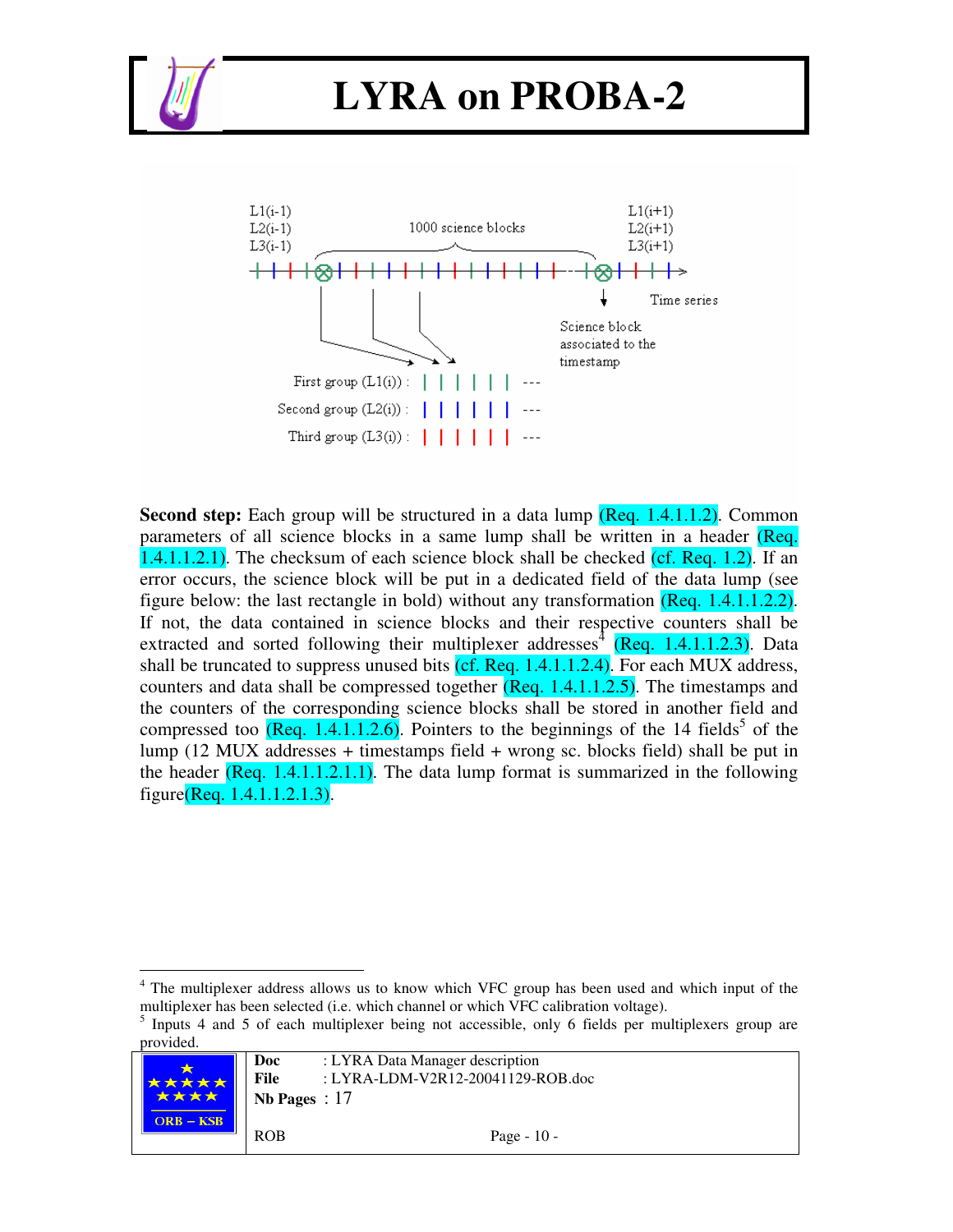**Second step:** Each group will be structured in a data lump (Req. 1.4.1.1.2). Common parameters of all science blocks in a same lump shall be written in a header (Req. 1.4.1.1.2.1). The checksum of each science block shall be checked (cf. Req. 1.2). If an error occurs, the science block will be put in a dedicated field of the data lump (see figure below: the last rectangle in bold) without any transformation (Req. 1.4.1.1.2.2). If not, the data contained in science blocks and their respective counters shall be extracted and sorted following their multiplexer addresses[4] (Req. 1.4.1.1.2.3). Data shall be truncated to suppress unused bits (cf. Req. 1.4.1.1.2.4). For each MUX address, counters and data shall be compressed together (Req. 1.4.1.1.2.5). The timestamps and the counters of the corresponding science blocks shall be stored in another field and compressed too (Req. 1.4.1.1.2.6). Pointers to the beginnings of the 14 fields[5] of the lump (12 MUX addresses + timestamps field + wrong sc. blocks field) shall be put in the header (Req. 1.4.1.1.2.1.1). The data lump format is summarized in the following figure(Req. 1.4.1.1.2.1.3).

[4] The multiplexer address allows us to know which VFC group has been used and which input of the multiplexer has been selected (i.e. which channel or which VFC calibration voltage).

[5] Inputs 4 and 5 of each multiplexer being not accessible, only 6 fields per multiplexers group are provided.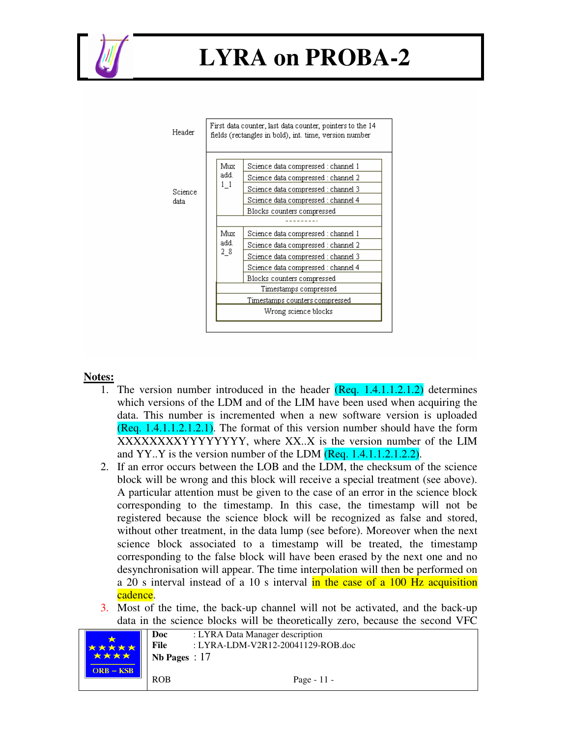| | |
|---|---|
| Header | First data counter, last data counter, pointers to the 14 fields (rectangles in bold), int. time, version number |
| Science data | Mux add. 1_1: Science data compressed : channel 1; Science data compressed : channel 2; Science data compressed : channel 3; Science data compressed : channel 4; Blocks counters compressed |
| | --------- |
| | Mux add. 2_8: Science data compressed : channel 1; Science data compressed : channel 2; Science data compressed : channel 3; Science data compressed : channel 4; Blocks counters compressed |
| | Timestamps compressed |
| | Timestamps counters compressed |
| | Wrong science blocks |

**Notes:**

1. The version number introduced in the header (Req. 1.4.1.1.2.1.2) determines which versions of the LDM and of the LIM have been used when acquiring the data. This number is incremented when a new software version is uploaded (Req. 1.4.1.1.2.1.2.1). The format of this version number should have the form XXXXXXXXXYYYYYYYY, where XX..X is the version number of the LIM and YY..Y is the version number of the LDM (Req. 1.4.1.1.2.1.2.2).
2. If an error occurs between the LOB and the LDM, the checksum of the science block will be wrong and this block will receive a special treatment (see above). A particular attention must be given to the case of an error in the science block corresponding to the timestamp. In this case, the timestamp will not be registered because the science block will be recognized as false and stored, without other treatment, in the data lump (see before). Moreover when the next science block associated to a timestamp will be treated, the timestamp corresponding to the false block will have been erased by the next one and no desynchronisation will appear. The time interpolation will then be performed on a 20 s interval instead of a 10 s interval in the case of a 100 Hz acquisition cadence.
3. Most of the time, the back-up channel will not be activated, and the back-up data in the science blocks will be theoretically zero, because the second VFC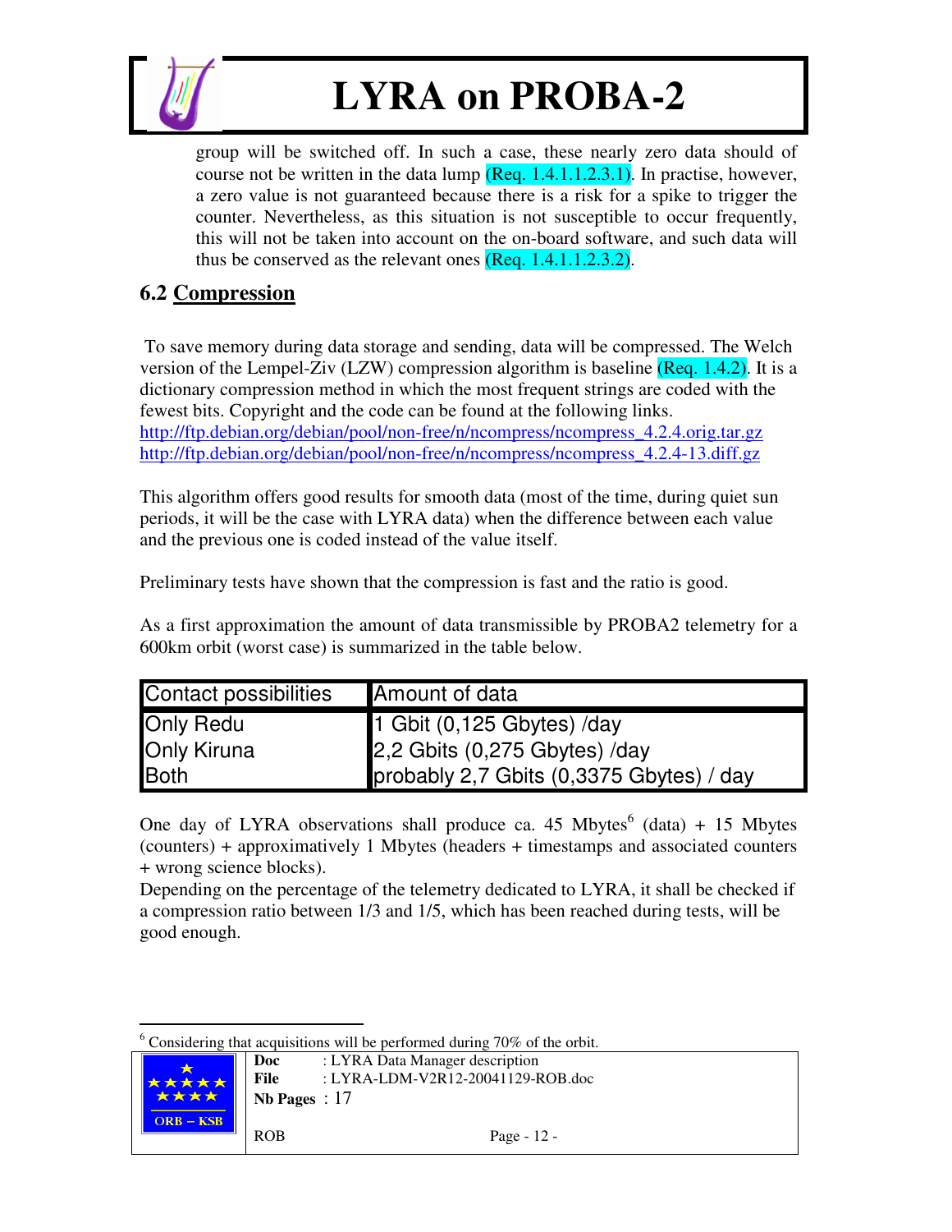group will be switched off. In such a case, these nearly zero data should of course not be written in the data lump (Req. 1.4.1.1.2.3.1). In practise, however, a zero value is not guaranteed because there is a risk for a spike to trigger the counter. Nevertheless, as this situation is not susceptible to occur frequently, this will not be taken into account on the on-board software, and such data will thus be conserved as the relevant ones (Req. 1.4.1.1.2.3.2).

## 6.2 Compression

To save memory during data storage and sending, data will be compressed. The Welch version of the Lempel-Ziv (LZW) compression algorithm is baseline (Req. 1.4.2). It is a dictionary compression method in which the most frequent strings are coded with the fewest bits. Copyright and the code can be found at the following links.
http://ftp.debian.org/debian/pool/non-free/n/ncompress/ncompress_4.2.4.orig.tar.gz
http://ftp.debian.org/debian/pool/non-free/n/ncompress/ncompress_4.2.4-13.diff.gz

This algorithm offers good results for smooth data (most of the time, during quiet sun periods, it will be the case with LYRA data) when the difference between each value and the previous one is coded instead of the value itself.

Preliminary tests have shown that the compression is fast and the ratio is good.

As a first approximation the amount of data transmissible by PROBA2 telemetry for a 600km orbit (worst case) is summarized in the table below.

| Contact possibilities | Amount of data |
|---|---|
| Only Redu | 1 Gbit (0,125 Gbytes) /day |
| Only Kiruna | 2,2 Gbits (0,275 Gbytes) /day |
| Both | probably 2,7 Gbits (0,3375 Gbytes) / day |

One day of LYRA observations shall produce ca. 45 Mbytes[6] (data) + 15 Mbytes (counters) + approximatively 1 Mbytes (headers + timestamps and associated counters + wrong science blocks).
Depending on the percentage of the telemetry dedicated to LYRA, it shall be checked if a compression ratio between 1/3 and 1/5, which has been reached during tests, will be good enough.

[6] Considering that acquisitions will be performed during 70% of the orbit.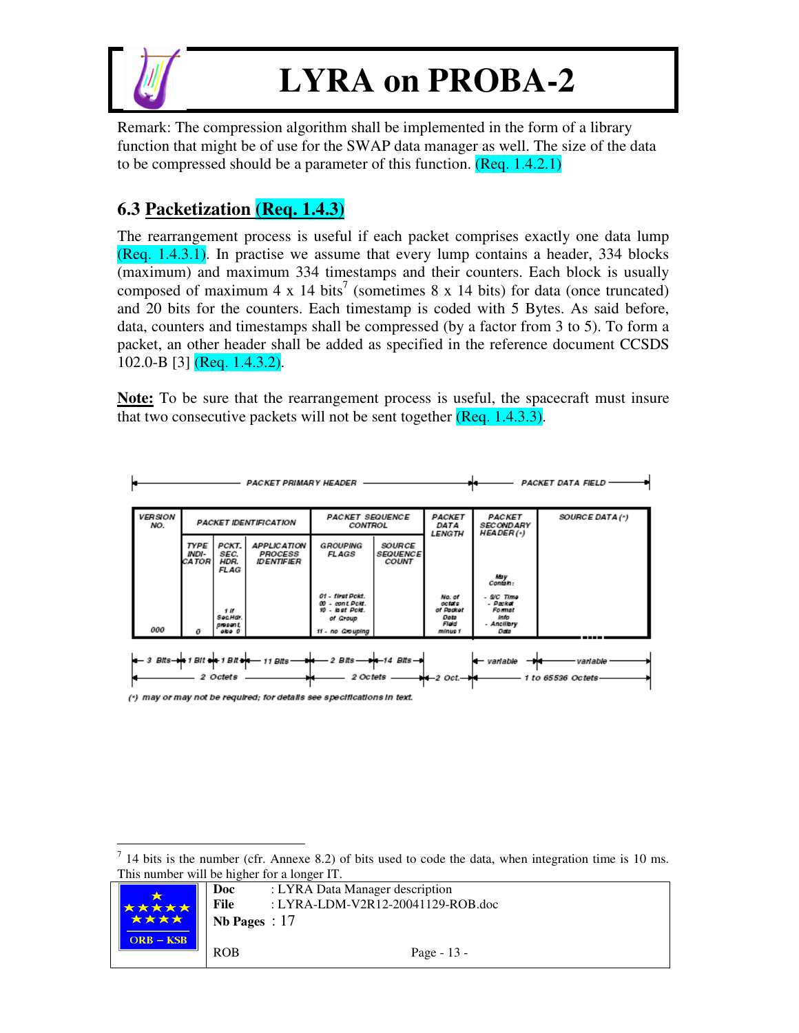Remark: The compression algorithm shall be implemented in the form of a library function that might be of use for the SWAP data manager as well. The size of the data to be compressed should be a parameter of this function. (Req. 1.4.2.1)

## 6.3 Packetization (Req. 1.4.3)

The rearrangement process is useful if each packet comprises exactly one data lump (Req. 1.4.3.1). In practise we assume that every lump contains a header, 334 blocks (maximum) and maximum 334 timestamps and their counters. Each block is usually composed of maximum 4 x 14 bits[7] (sometimes 8 x 14 bits) for data (once truncated) and 20 bits for the counters. Each timestamp is coded with 5 Bytes. As said before, data, counters and timestamps shall be compressed (by a factor from 3 to 5). To form a packet, an other header shall be added as specified in the reference document CCSDS 102.0-B [3] (Req. 1.4.3.2).

**Note:** To be sure that the rearrangement process is useful, the spacecraft must insure that two consecutive packets will not be sent together (Req. 1.4.3.3).

| PACKET PRIMARY HEADER | | | | | | | PACKET DATA FIELD | |
|---|---|---|---|---|---|---|---|---|
| VERSION NO. | PACKET IDENTIFICATION | | | PACKET SEQUENCE CONTROL | | PACKET DATA LENGTH | PACKET SECONDARY HEADER (*) | SOURCE DATA (*) |
| | TYPE INDICATOR | PCKT. SEC. HDR. FLAG | APPLICATION PROCESS IDENTIFIER | GROUPING FLAGS | SOURCE SEQUENCE COUNT | | | |
| 000 | 0 | 1 if Sec.Hdr. present, else 0 | | 01 - first Pckt. 00 - cont. Pckt. 10 - last Pckt. of Group 11 - no Grouping | | No. of octets of Packet Data Field minus 1 | May Contain: - S/C Time - Packet Format info - Ancillary Data | |
| 3 Bits | 1 Bit | 1 Bit | 11 Bits | 2 Bits | 14 Bits | | variable | variable |
| 2 Octets | | | | 2 Octets | | 2 Oct. | 1 to 65536 Octets | |

(*) may or may not be required; for details see specifications in text.

[7] 14 bits is the number (cfr. Annexe 8.2) of bits used to code the data, when integration time is 10 ms. This number will be higher for a longer IT.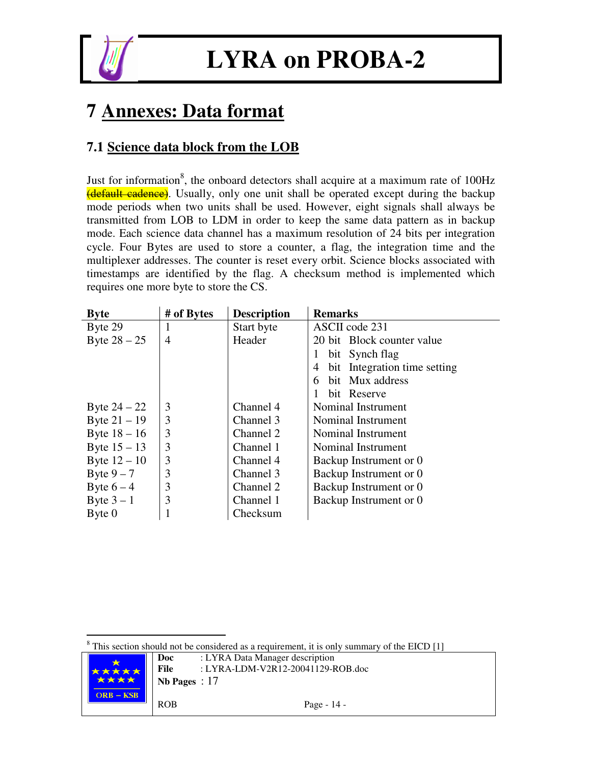# 7 Annexes: Data format

## 7.1 Science data block from the LOB

Just for information[8], the onboard detectors shall acquire at a maximum rate of 100Hz ~~(default cadence)~~. Usually, only one unit shall be operated except during the backup mode periods when two units shall be used. However, eight signals shall always be transmitted from LOB to LDM in order to keep the same data pattern as in backup mode. Each science data channel has a maximum resolution of 24 bits per integration cycle. Four Bytes are used to store a counter, a flag, the integration time and the multiplexer addresses. The counter is reset every orbit. Science blocks associated with timestamps are identified by the flag. A checksum method is implemented which requires one more byte to store the CS.

| Byte | # of Bytes | Description | Remarks |
|---|---|---|---|
| Byte 29 | 1 | Start byte | ASCII code 231 |
| Byte 28 – 25 | 4 | Header | 20 bit Block counter value |
| | | | 1 bit Synch flag |
| | | | 4 bit Integration time setting |
| | | | 6 bit Mux address |
| | | | 1 bit Reserve |
| Byte 24 – 22 | 3 | Channel 4 | Nominal Instrument |
| Byte 21 – 19 | 3 | Channel 3 | Nominal Instrument |
| Byte 18 – 16 | 3 | Channel 2 | Nominal Instrument |
| Byte 15 – 13 | 3 | Channel 1 | Nominal Instrument |
| Byte 12 – 10 | 3 | Channel 4 | Backup Instrument or 0 |
| Byte 9 – 7 | 3 | Channel 3 | Backup Instrument or 0 |
| Byte 6 – 4 | 3 | Channel 2 | Backup Instrument or 0 |
| Byte 3 – 1 | 3 | Channel 1 | Backup Instrument or 0 |
| Byte 0 | 1 | Checksum | |

[8] This section should not be considered as a requirement, it is only summary of the EICD [1]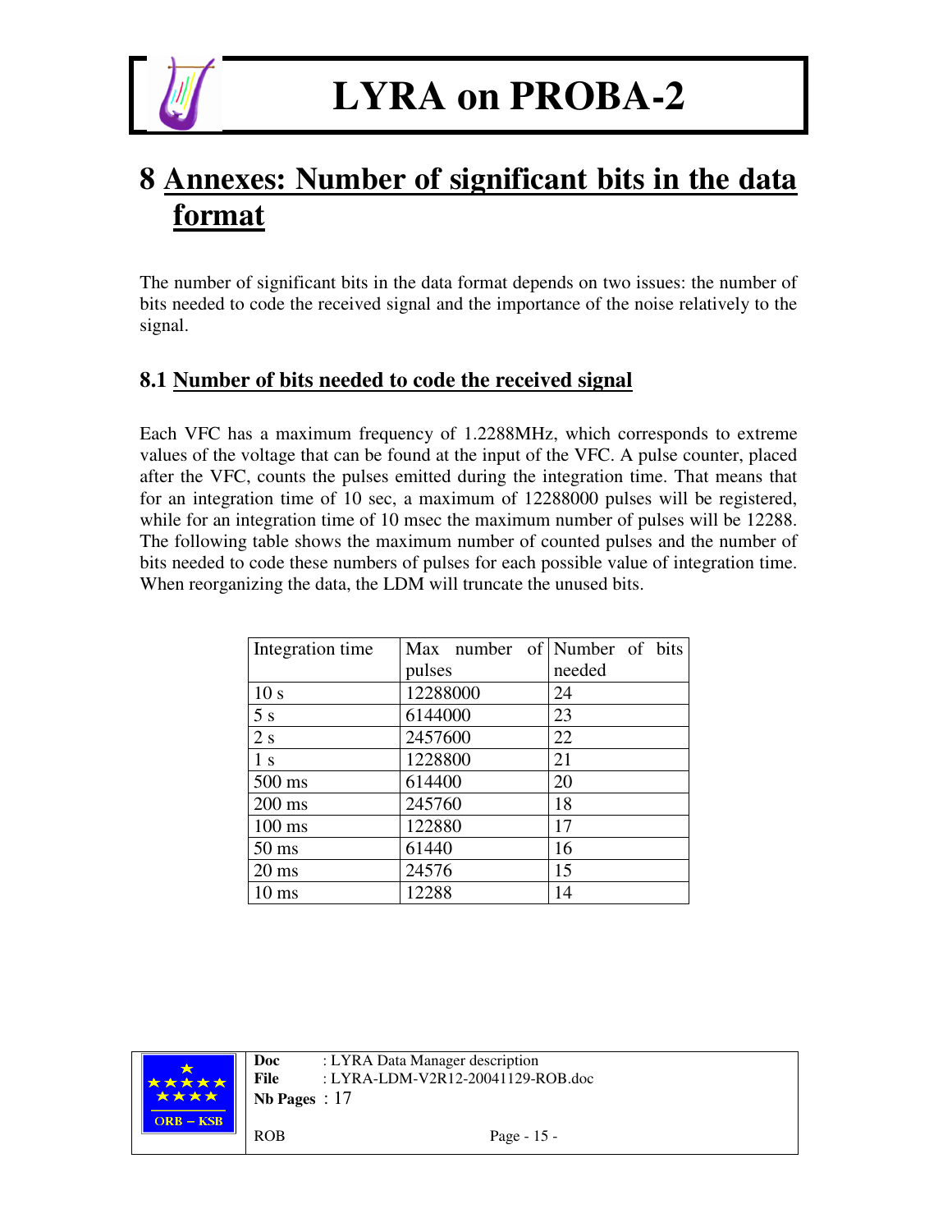# 8 Annexes: Number of significant bits in the data format

The number of significant bits in the data format depends on two issues: the number of bits needed to code the received signal and the importance of the noise relatively to the signal.

## 8.1 Number of bits needed to code the received signal

Each VFC has a maximum frequency of 1.2288MHz, which corresponds to extreme values of the voltage that can be found at the input of the VFC. A pulse counter, placed after the VFC, counts the pulses emitted during the integration time. That means that for an integration time of 10 sec, a maximum of 12288000 pulses will be registered, while for an integration time of 10 msec the maximum number of pulses will be 12288. The following table shows the maximum number of counted pulses and the number of bits needed to code these numbers of pulses for each possible value of integration time. When reorganizing the data, the LDM will truncate the unused bits.

| Integration time | Max number of pulses | Number of bits needed |
|---|---|---|
| 10 s | 12288000 | 24 |
| 5 s | 6144000 | 23 |
| 2 s | 2457600 | 22 |
| 1 s | 1228800 | 21 |
| 500 ms | 614400 | 20 |
| 200 ms | 245760 | 18 |
| 100 ms | 122880 | 17 |
| 50 ms | 61440 | 16 |
| 20 ms | 24576 | 15 |
| 10 ms | 12288 | 14 |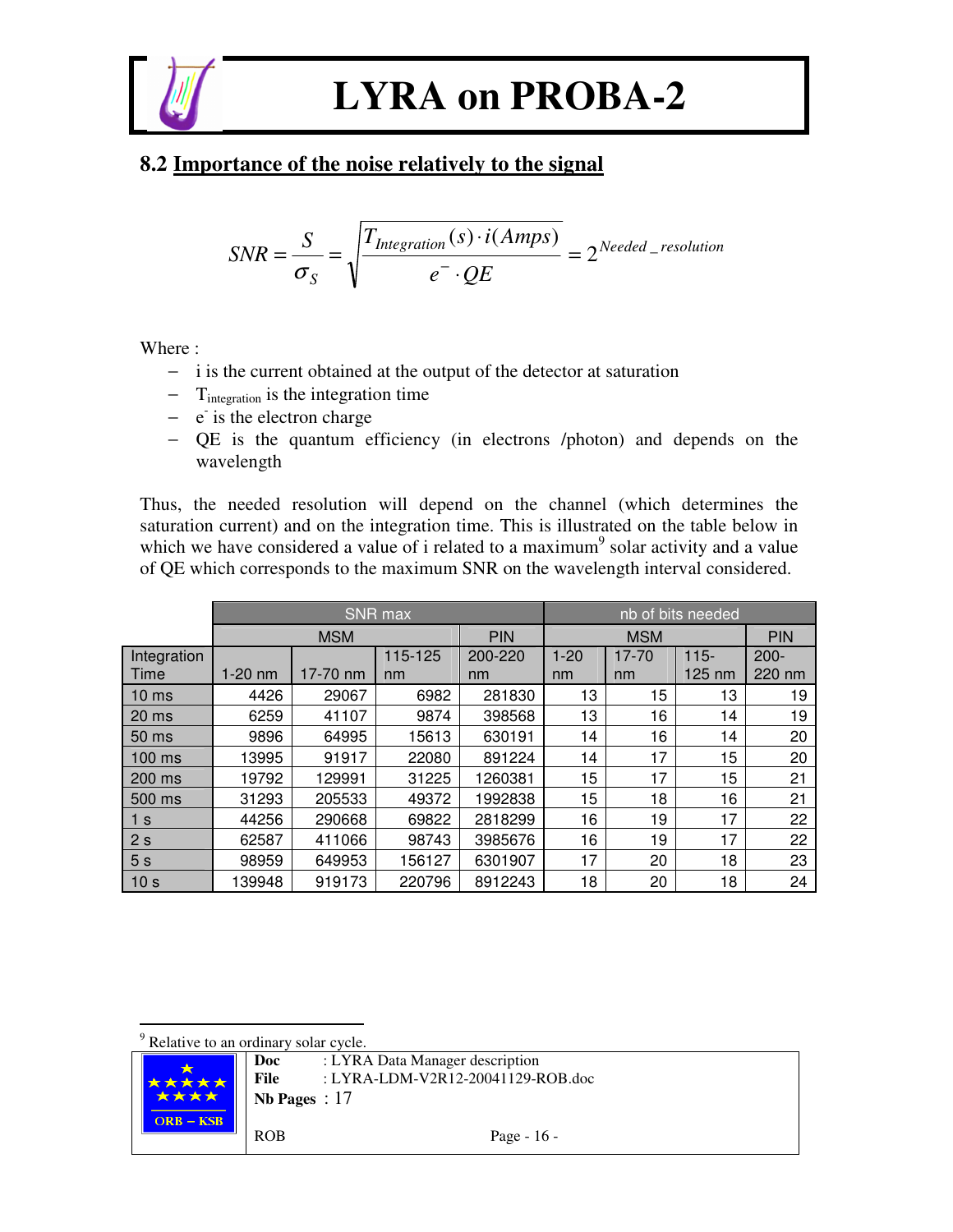## 8.2 Importance of the noise relatively to the signal

$$SNR = \frac{S}{\sigma_S} = \sqrt{\frac{T_{Integration}(s) \cdot i(Amps)}{e^- \cdot QE}} = 2^{Needed\_resolution}$$

Where :

- i is the current obtained at the output of the detector at saturation
- $T_{integration}$ is the integration time
- $e^-$ is the electron charge
- QE is the quantum efficiency (in electrons /photon) and depends on the wavelength

Thus, the needed resolution will depend on the channel (which determines the saturation current) and on the integration time. This is illustrated on the table below in which we have considered a value of i related to a maximum[9] solar activity and a value of QE which corresponds to the maximum SNR on the wavelength interval considered.

| | SNR max | | | | nb of bits needed | | | |
|---|---|---|---|---|---|---|---|---|
| | MSM | | | PIN | MSM | | | PIN |
| Integration Time | 1-20 nm | 17-70 nm | 115-125 nm | 200-220 nm | 1-20 nm | 17-70 nm | 115-125 nm | 200-220 nm |
| 10 ms | 4426 | 29067 | 6982 | 281830 | 13 | 15 | 13 | 19 |
| 20 ms | 6259 | 41107 | 9874 | 398568 | 13 | 16 | 14 | 19 |
| 50 ms | 9896 | 64995 | 15613 | 630191 | 14 | 16 | 14 | 20 |
| 100 ms | 13995 | 91917 | 22080 | 891224 | 14 | 17 | 15 | 20 |
| 200 ms | 19792 | 129991 | 31225 | 1260381 | 15 | 17 | 15 | 21 |
| 500 ms | 31293 | 205533 | 49372 | 1992838 | 15 | 18 | 16 | 21 |
| 1 s | 44256 | 290668 | 69822 | 2818299 | 16 | 19 | 17 | 22 |
| 2 s | 62587 | 411066 | 98743 | 3985676 | 16 | 19 | 17 | 22 |
| 5 s | 98959 | 649953 | 156127 | 6301907 | 17 | 20 | 18 | 23 |
| 10 s | 139948 | 919173 | 220796 | 8912243 | 18 | 20 | 18 | 24 |

[9] Relative to an ordinary solar cycle.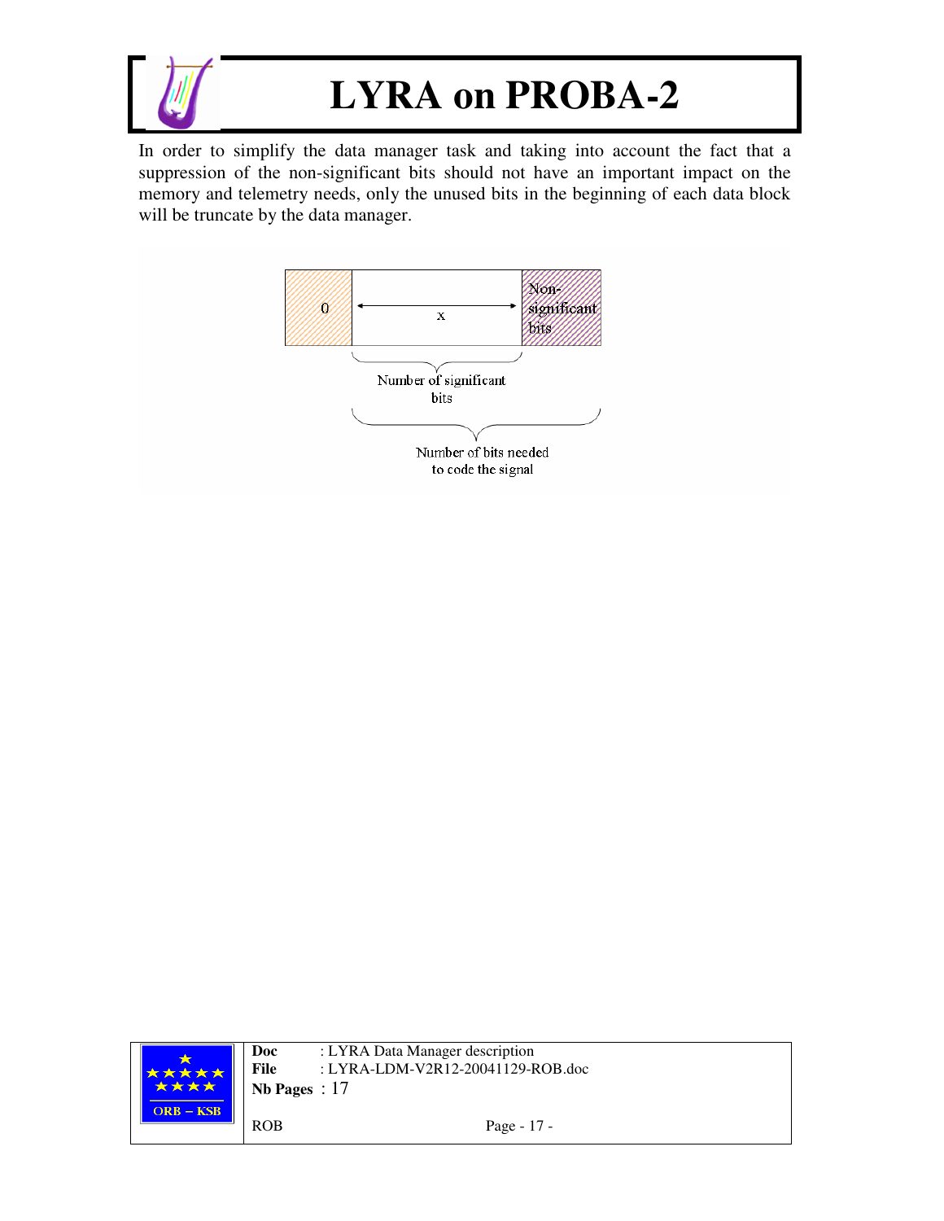In order to simplify the data manager task and taking into account the fact that a suppression of the non-significant bits should not have an important impact on the memory and telemetry needs, only the unused bits in the beginning of each data block will be truncate by the data manager.

0

x

Non-significant bits

Number of significant bits

Number of bits needed to code the signal